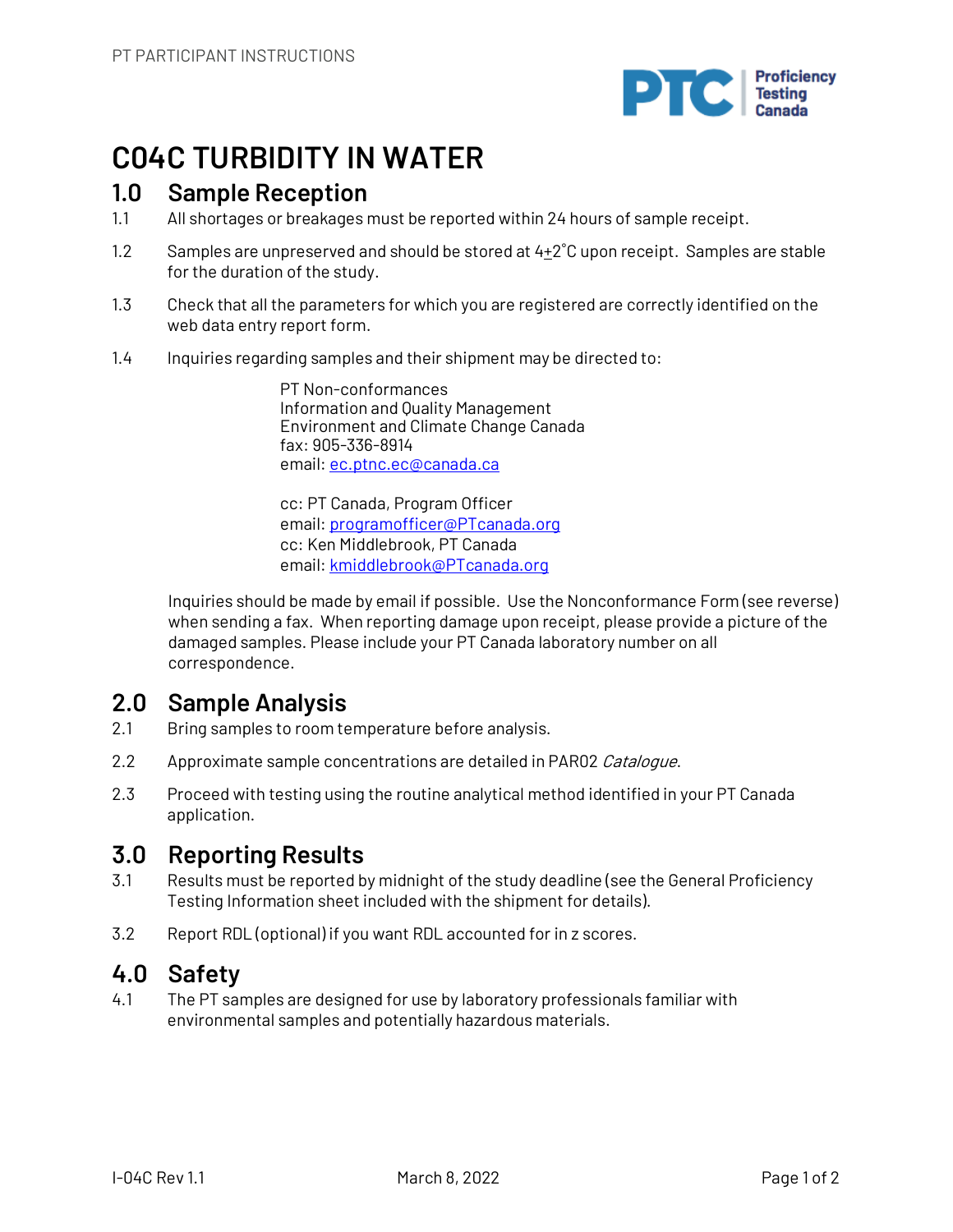# C04C TURBIDITY IN WATER

## 1.0 Sample Reception

1.1 All shortages or breakages must be reported within 24 hours of sample receipt.

1.2 Samples are unpreserved and should be stored at 4±2°C upon receipt. Samples are stable for the duration of the study.

1.3 Check that all the parameters for which you are registered are correctly identified on the web data entry report form.

1.4 Inquiries regarding samples and their shipment may be directed to:

PT Non-conformances
Information and Quality Management
Environment and Climate Change Canada
fax: 905-336-8914
email: ec.ptnc.ec@canada.ca

cc: PT Canada, Program Officer
email: programofficer@PTcanada.org
cc: Ken Middlebrook, PT Canada
email: kmiddlebrook@PTcanada.org

Inquiries should be made by email if possible. Use the Nonconformance Form (see reverse) when sending a fax. When reporting damage upon receipt, please provide a picture of the damaged samples. Please include your PT Canada laboratory number on all correspondence.

## 2.0 Sample Analysis

2.1 Bring samples to room temperature before analysis.

2.2 Approximate sample concentrations are detailed in PAR02 *Catalogue*.

2.3 Proceed with testing using the routine analytical method identified in your PT Canada application.

## 3.0 Reporting Results

3.1 Results must be reported by midnight of the study deadline (see the General Proficiency Testing Information sheet included with the shipment for details).

3.2 Report RDL (optional) if you want RDL accounted for in z scores.

## 4.0 Safety

4.1 The PT samples are designed for use by laboratory professionals familiar with environmental samples and potentially hazardous materials.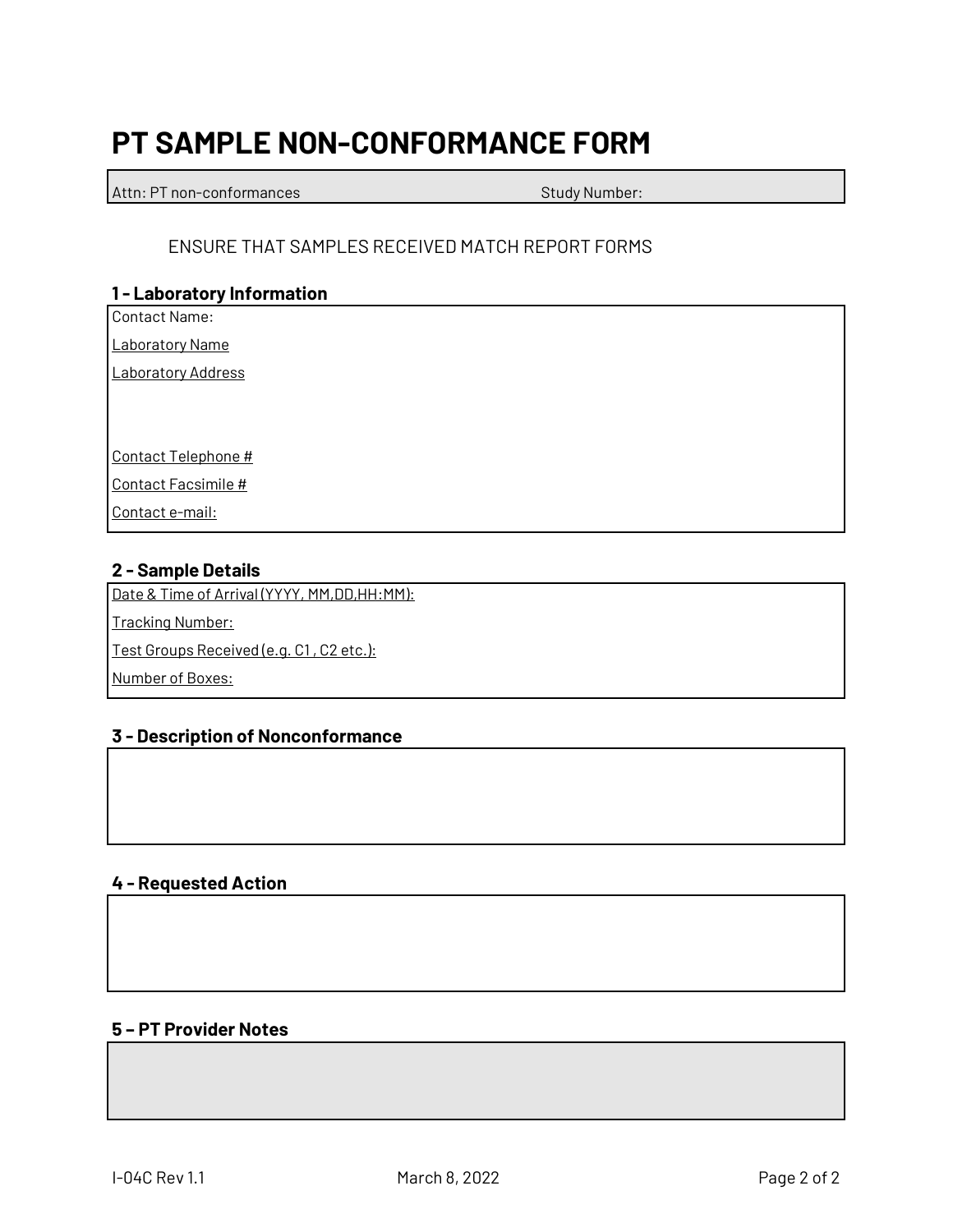# PT SAMPLE NON-CONFORMANCE FORM

Attn: PT non-conformances Study Number:

ENSURE THAT SAMPLES RECEIVED MATCH REPORT FORMS

## 1 - Laboratory Information

Contact Name:

Laboratory Name

Laboratory Address

Contact Telephone #

Contact Facsimile #

Contact e-mail:

## 2 - Sample Details

Date & Time of Arrival (YYYY, MM,DD,HH:MM):

Tracking Number:

Test Groups Received (e.g. C1 , C2 etc.):

Number of Boxes:

## 3 - Description of Nonconformance

## 4 - Requested Action

## 5 – PT Provider Notes

I-04C Rev 1.1 March 8, 2022